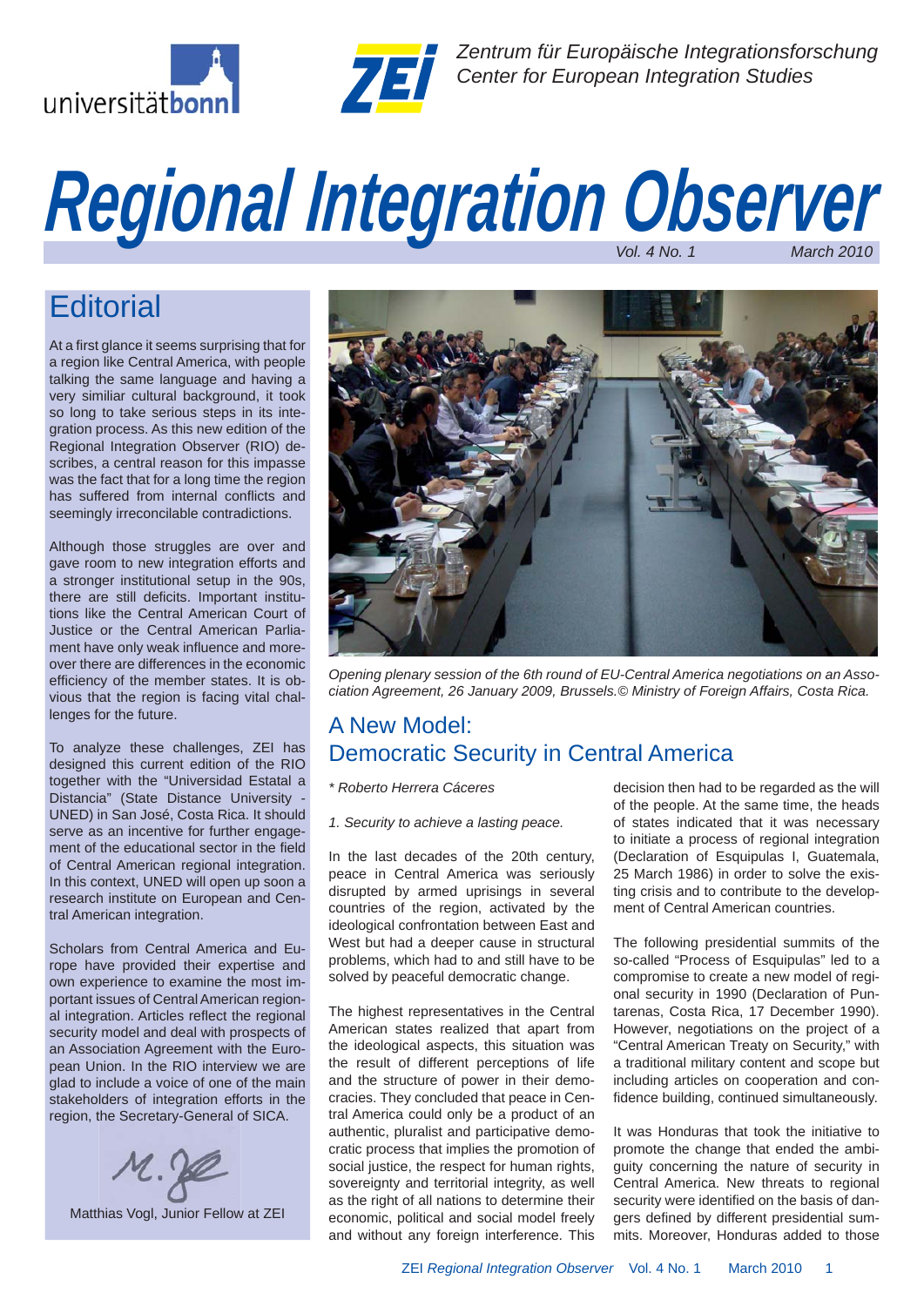Zentrum für Europäische Integrationsforschung
Center for European Integration Studies

# Regional Integration Observer

Vol. 4 No. 1 March 2010

## Editorial

At a first glance it seems surprising that for a region like Central America, with people talking the same language and having a very similiar cultural background, it took so long to take serious steps in its integration process. As this new edition of the Regional Integration Observer (RIO) describes, a central reason for this impasse was the fact that for a long time the region has suffered from internal conflicts and seemingly irreconcilable contradictions.

Although those struggles are over and gave room to new integration efforts and a stronger institutional setup in the 90s, there are still deficits. Important institutions like the Central American Court of Justice or the Central American Parliament have only weak influence and moreover there are differences in the economic efficiency of the member states. It is obvious that the region is facing vital challenges for the future.

To analyze these challenges, ZEI has designed this current edition of the RIO together with the "Universidad Estatal a Distancia" (State Distance University - UNED) in San José, Costa Rica. It should serve as an incentive for further engagement of the educational sector in the field of Central American regional integration. In this context, UNED will open up soon a research institute on European and Central American integration.

Scholars from Central America and Europe have provided their expertise and own experience to examine the most important issues of Central American regional integration. Articles reflect the regional security model and deal with prospects of an Association Agreement with the European Union. In the RIO interview we are glad to include a voice of one of the main stakeholders of integration efforts in the region, the Secretary-General of SICA.

M. Vogl

Matthias Vogl, Junior Fellow at ZEI

*Opening plenary session of the 6th round of EU-Central America negotiations on an Association Agreement, 26 January 2009, Brussels.© Ministry of Foreign Affairs, Costa Rica.*

## A New Model: Democratic Security in Central America

*\* Roberto Herrera Cáceres*

*1. Security to achieve a lasting peace.*

In the last decades of the 20th century, peace in Central America was seriously disrupted by armed uprisings in several countries of the region, activated by the ideological confrontation between East and West but had a deeper cause in structural problems, which had to and still have to be solved by peaceful democratic change.

The highest representatives in the Central American states realized that apart from the ideological aspects, this situation was the result of different perceptions of life and the structure of power in their democracies. They concluded that peace in Central America could only be a product of an authentic, pluralist and participative democratic process that implies the promotion of social justice, the respect for human rights, sovereignty and territorial integrity, as well as the right of all nations to determine their economic, political and social model freely and without any foreign interference. This decision then had to be regarded as the will of the people. At the same time, the heads of states indicated that it was necessary to initiate a process of regional integration (Declaration of Esquipulas I, Guatemala, 25 March 1986) in order to solve the existing crisis and to contribute to the development of Central American countries.

The following presidential summits of the so-called "Process of Esquipulas" led to a compromise to create a new model of regional security in 1990 (Declaration of Puntarenas, Costa Rica, 17 December 1990). However, negotiations on the project of a "Central American Treaty on Security," with a traditional military content and scope but including articles on cooperation and confidence building, continued simultaneously.

It was Honduras that took the initiative to promote the change that ended the ambiguity concerning the nature of security in Central America. New threats to regional security were identified on the basis of dangers defined by different presidential summits. Moreover, Honduras added to those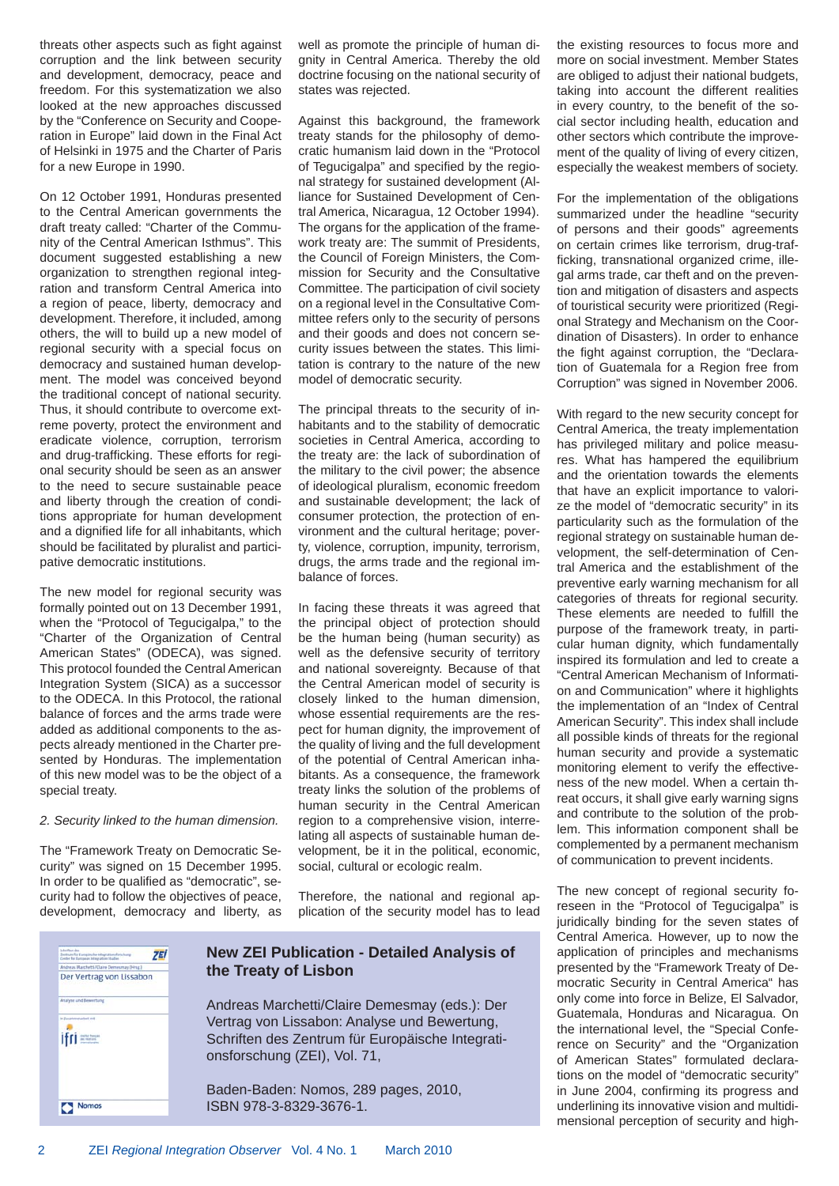threats other aspects such as fight against corruption and the link between security and development, democracy, peace and freedom. For this systematization we also looked at the new approaches discussed by the "Conference on Security and Cooperation in Europe" laid down in the Final Act of Helsinki in 1975 and the Charter of Paris for a new Europe in 1990.

On 12 October 1991, Honduras presented to the Central American governments the draft treaty called: "Charter of the Community of the Central American Isthmus". This document suggested establishing a new organization to strengthen regional integration and transform Central America into a region of peace, liberty, democracy and development. Therefore, it included, among others, the will to build up a new model of regional security with a special focus on democracy and sustained human development. The model was conceived beyond the traditional concept of national security. Thus, it should contribute to overcome extreme poverty, protect the environment and eradicate violence, corruption, terrorism and drug-trafficking. These efforts for regional security should be seen as an answer to the need to secure sustainable peace and liberty through the creation of conditions appropriate for human development and a dignified life for all inhabitants, which should be facilitated by pluralist and participative democratic institutions.

The new model for regional security was formally pointed out on 13 December 1991, when the "Protocol of Tegucigalpa," to the "Charter of the Organization of Central American States" (ODECA), was signed. This protocol founded the Central American Integration System (SICA) as a successor to the ODECA. In this Protocol, the rational balance of forces and the arms trade were added as additional components to the aspects already mentioned in the Charter presented by Honduras. The implementation of this new model was to be the object of a special treaty.

*2. Security linked to the human dimension.*

The "Framework Treaty on Democratic Security" was signed on 15 December 1995. In order to be qualified as "democratic", security had to follow the objectives of peace, development, democracy and liberty, as well as promote the principle of human dignity in Central America. Thereby the old doctrine focusing on the national security of states was rejected.

Against this background, the framework treaty stands for the philosophy of democratic humanism laid down in the "Protocol of Tegucigalpa" and specified by the regional strategy for sustained development (Alliance for Sustained Development of Central America, Nicaragua, 12 October 1994). The organs for the application of the framework treaty are: The summit of Presidents, the Council of Foreign Ministers, the Commission for Security and the Consultative Committee. The participation of civil society on a regional level in the Consultative Committee refers only to the security of persons and their goods and does not concern security issues between the states. This limitation is contrary to the nature of the new model of democratic security.

The principal threats to the security of inhabitants and to the stability of democratic societies in Central America, according to the treaty are: the lack of subordination of the military to the civil power; the absence of ideological pluralism, economic freedom and sustainable development; the lack of consumer protection, the protection of environment and the cultural heritage; poverty, violence, corruption, impunity, terrorism, drugs, the arms trade and the regional imbalance of forces.

In facing these threats it was agreed that the principal object of protection should be the human being (human security) as well as the defensive security of territory and national sovereignty. Because of that the Central American model of security is closely linked to the human dimension, whose essential requirements are the respect for human dignity, the improvement of the quality of living and the full development of the potential of Central American inhabitants. As a consequence, the framework treaty links the solution of the problems of human security in the Central American region to a comprehensive vision, interrelating all aspects of sustainable human development, be it in the political, economic, social, cultural or ecologic realm.

Therefore, the national and regional application of the security model has to lead the existing resources to focus more and more on social investment. Member States are obliged to adjust their national budgets, taking into account the different realities in every country, to the benefit of the social sector including health, education and other sectors which contribute the improvement of the quality of living of every citizen, especially the weakest members of society.

For the implementation of the obligations summarized under the headline "security of persons and their goods" agreements on certain crimes like terrorism, drug-trafficking, transnational organized crime, illegal arms trade, car theft and on the prevention and mitigation of disasters and aspects of touristical security were prioritized (Regional Strategy and Mechanism on the Coordination of Disasters). In order to enhance the fight against corruption, the "Declaration of Guatemala for a Region free from Corruption" was signed in November 2006.

With regard to the new security concept for Central America, the treaty implementation has privileged military and police measures. What has hampered the equilibrium and the orientation towards the elements that have an explicit importance to valorize the model of "democratic security" in its particularity such as the formulation of the regional strategy on sustainable human development, the self-determination of Central America and the establishment of the preventive early warning mechanism for all categories of threats for regional security. These elements are needed to fulfill the purpose of the framework treaty, in particular human dignity, which fundamentally inspired its formulation and led to create a "Central American Mechanism of Information and Communication" where it highlights the implementation of an "Index of Central American Security". This index shall include all possible kinds of threats for the regional human security and provide a systematic monitoring element to verify the effectiveness of the new model. When a certain threat occurs, it shall give early warning signs and contribute to the solution of the problem. This information component shall be complemented by a permanent mechanism of communication to prevent incidents.

The new concept of regional security foreseen in the "Protocol of Tegucigalpa" is juridically binding for the seven states of Central America. However, up to now the application of principles and mechanisms presented by the "Framework Treaty of Democratic Security in Central America" has only come into force in Belize, El Salvador, Guatemala, Honduras and Nicaragua. On the international level, the "Special Conference on Security" and the "Organization of American States" formulated declarations on the model of "democratic security" in June 2004, confirming its progress and underlining its innovative vision and multidimensional perception of security and high-

---

**New ZEI Publication - Detailed Analysis of the Treaty of Lisbon**

Andreas Marchetti/Claire Demesmay (eds.): Der Vertrag von Lissabon: Analyse und Bewertung, Schriften des Zentrum für Europäische Integrationsforschung (ZEI), Vol. 71,

Baden-Baden: Nomos, 289 pages, 2010, ISBN 978-3-8329-3676-1.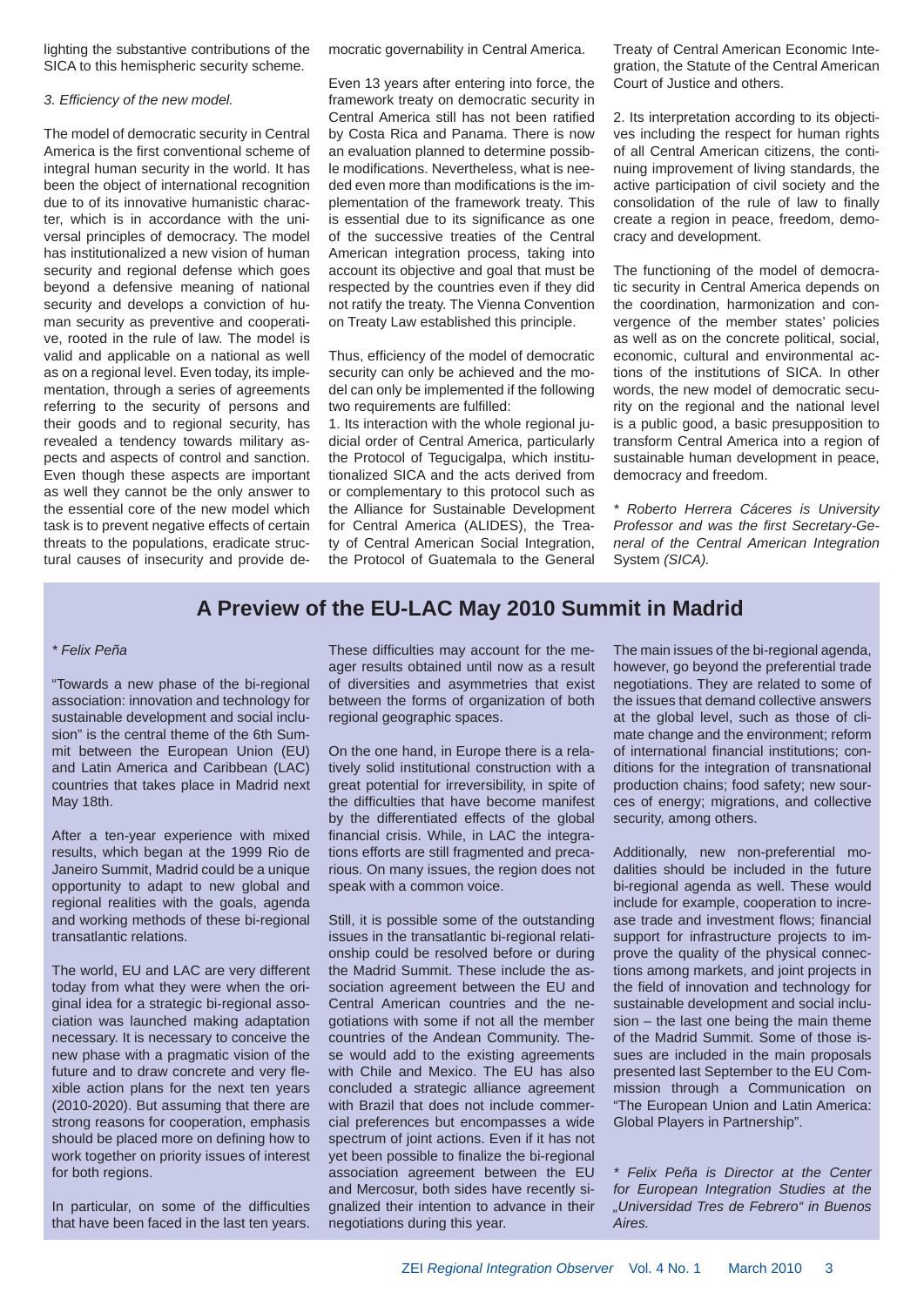lighting the substantive contributions of the SICA to this hemispheric security scheme.

*3. Efficiency of the new model.*

The model of democratic security in Central America is the first conventional scheme of integral human security in the world. It has been the object of international recognition due to of its innovative humanistic character, which is in accordance with the universal principles of democracy. The model has institutionalized a new vision of human security and regional defense which goes beyond a defensive meaning of national security and develops a conviction of human security as preventive and cooperative, rooted in the rule of law. The model is valid and applicable on a national as well as on a regional level. Even today, its implementation, through a series of agreements referring to the security of persons and their goods and to regional security, has revealed a tendency towards military aspects and aspects of control and sanction. Even though these aspects are important as well they cannot be the only answer to the essential core of the new model which task is to prevent negative effects of certain threats to the populations, eradicate structural causes of insecurity and provide democratic governability in Central America.

Even 13 years after entering into force, the framework treaty on democratic security in Central America still has not been ratified by Costa Rica and Panama. There is now an evaluation planned to determine possible modifications. Nevertheless, what is needed even more than modifications is the implementation of the framework treaty. This is essential due to its significance as one of the successive treaties of the Central American integration process, taking into account its objective and goal that must be respected by the countries even if they did not ratify the treaty. The Vienna Convention on Treaty Law established this principle.

Thus, efficiency of the model of democratic security can only be achieved and the model can only be implemented if the following two requirements are fulfilled:

1. Its interaction with the whole regional judicial order of Central America, particularly the Protocol of Tegucigalpa, which institutionalized SICA and the acts derived from or complementary to this protocol such as the Alliance for Sustainable Development for Central America (ALIDES), the Treaty of Central American Social Integration, the Protocol of Guatemala to the General Treaty of Central American Economic Integration, the Statute of the Central American Court of Justice and others.

2. Its interpretation according to its objectives including the respect for human rights of all Central American citizens, the continuing improvement of living standards, the active participation of civil society and the consolidation of the rule of law to finally create a region in peace, freedom, democracy and development.

The functioning of the model of democratic security in Central America depends on the coordination, harmonization and convergence of the member states' policies as well as on the concrete political, social, economic, cultural and environmental actions of the institutions of SICA. In other words, the new model of democratic security on the regional and the national level is a public good, a basic presupposition to transform Central America into a region of sustainable human development in peace, democracy and freedom.

*\* Roberto Herrera Cáceres is University Professor and was the first Secretary-General of the Central American Integration* System *(SICA).*

## A Preview of the EU-LAC May 2010 Summit in Madrid

*\* Felix Peña*

"Towards a new phase of the bi-regional association: innovation and technology for sustainable development and social inclusion" is the central theme of the 6th Summit between the European Union (EU) and Latin America and Caribbean (LAC) countries that takes place in Madrid next May 18th.

After a ten-year experience with mixed results, which began at the 1999 Rio de Janeiro Summit, Madrid could be a unique opportunity to adapt to new global and regional realities with the goals, agenda and working methods of these bi-regional transatlantic relations.

The world, EU and LAC are very different today from what they were when the original idea for a strategic bi-regional association was launched making adaptation necessary. It is necessary to conceive the new phase with a pragmatic vision of the future and to draw concrete and very flexible action plans for the next ten years (2010-2020). But assuming that there are strong reasons for cooperation, emphasis should be placed more on defining how to work together on priority issues of interest for both regions.

In particular, on some of the difficulties that have been faced in the last ten years. These difficulties may account for the meager results obtained until now as a result of diversities and asymmetries that exist between the forms of organization of both regional geographic spaces.

On the one hand, in Europe there is a relatively solid institutional construction with a great potential for irreversibility, in spite of the difficulties that have become manifest by the differentiated effects of the global financial crisis. While, in LAC the integrations efforts are still fragmented and precarious. On many issues, the region does not speak with a common voice.

Still, it is possible some of the outstanding issues in the transatlantic bi-regional relationship could be resolved before or during the Madrid Summit. These include the association agreement between the EU and Central American countries and the negotiations with some if not all the member countries of the Andean Community. These would add to the existing agreements with Chile and Mexico. The EU has also concluded a strategic alliance agreement with Brazil that does not include commercial preferences but encompasses a wide spectrum of joint actions. Even if it has not yet been possible to finalize the bi-regional association agreement between the EU and Mercosur, both sides have recently signalized their intention to advance in their negotiations during this year.

The main issues of the bi-regional agenda, however, go beyond the preferential trade negotiations. They are related to some of the issues that demand collective answers at the global level, such as those of climate change and the environment; reform of international financial institutions; conditions for the integration of transnational production chains; food safety; new sources of energy; migrations, and collective security, among others.

Additionally, new non-preferential modalities should be included in the future bi-regional agenda as well. These would include for example, cooperation to increase trade and investment flows; financial support for infrastructure projects to improve the quality of the physical connections among markets, and joint projects in the field of innovation and technology for sustainable development and social inclusion – the last one being the main theme of the Madrid Summit. Some of those issues are included in the main proposals presented last September to the EU Commission through a Communication on "The European Union and Latin America: Global Players in Partnership".

*\* Felix Peña is Director at the Center for European Integration Studies at the „Universidad Tres de Febrero" in Buenos Aires.*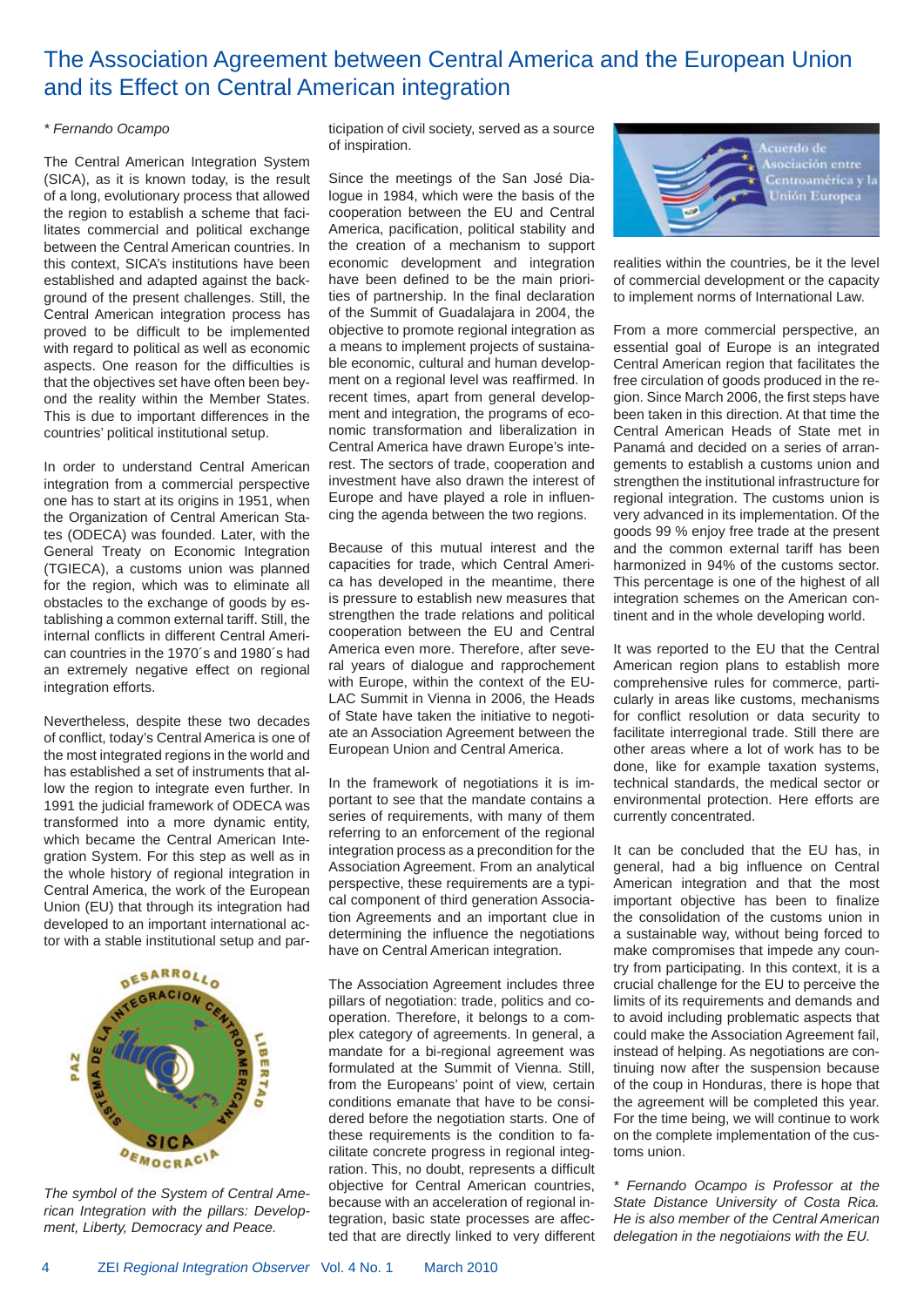# The Association Agreement between Central America and the European Union and its Effect on Central American integration

*\* Fernando Ocampo*

The Central American Integration System (SICA), as it is known today, is the result of a long, evolutionary process that allowed the region to establish a scheme that facilitates commercial and political exchange between the Central American countries. In this context, SICA's institutions have been established and adapted against the background of the present challenges. Still, the Central American integration process has proved to be difficult to be implemented with regard to political as well as economic aspects. One reason for the difficulties is that the objectives set have often been beyond the reality within the Member States. This is due to important differences in the countries' political institutional setup.

In order to understand Central American integration from a commercial perspective one has to start at its origins in 1951, when the Organization of Central American States (ODECA) was founded. Later, with the General Treaty on Economic Integration (TGIECA), a customs union was planned for the region, which was to eliminate all obstacles to the exchange of goods by establishing a common external tariff. Still, the internal conflicts in different Central American countries in the 1970´s and 1980´s had an extremely negative effect on regional integration efforts.

Nevertheless, despite these two decades of conflict, today's Central America is one of the most integrated regions in the world and has established a set of instruments that allow the region to integrate even further. In 1991 the judicial framework of ODECA was transformed into a more dynamic entity, which became the Central American Integration System. For this step as well as in the whole history of regional integration in Central America, the work of the European Union (EU) that through its integration had developed to an important international actor with a stable institutional setup and participation of civil society, served as a source of inspiration.

*The symbol of the System of Central American Integration with the pillars: Development, Liberty, Democracy and Peace.*

Since the meetings of the San José Dialogue in 1984, which were the basis of the cooperation between the EU and Central America, pacification, political stability and the creation of a mechanism to support economic development and integration have been defined to be the main priorities of partnership. In the final declaration of the Summit of Guadalajara in 2004, the objective to promote regional integration as a means to implement projects of sustainable economic, cultural and human development on a regional level was reaffirmed. In recent times, apart from general development and integration, the programs of economic transformation and liberalization in Central America have drawn Europe's interest. The sectors of trade, cooperation and investment have also drawn the interest of Europe and have played a role in influencing the agenda between the two regions.

Because of this mutual interest and the capacities for trade, which Central America has developed in the meantime, there is pressure to establish new measures that strengthen the trade relations and political cooperation between the EU and Central America even more. Therefore, after several years of dialogue and rapprochement with Europe, within the context of the EU-LAC Summit in Vienna in 2006, the Heads of State have taken the initiative to negotiate an Association Agreement between the European Union and Central America.

In the framework of negotiations it is important to see that the mandate contains a series of requirements, with many of them referring to an enforcement of the regional integration process as a precondition for the Association Agreement. From an analytical perspective, these requirements are a typical component of third generation Association Agreements and an important clue in determining the influence the negotiations have on Central American integration.

The Association Agreement includes three pillars of negotiation: trade, politics and cooperation. Therefore, it belongs to a complex category of agreements. In general, a mandate for a bi-regional agreement was formulated at the Summit of Vienna. Still, from the Europeans' point of view, certain conditions emanate that have to be considered before the negotiation starts. One of these requirements is the condition to facilitate concrete progress in regional integration. This, no doubt, represents a difficult objective for Central American countries, because with an acceleration of regional integration, basic state processes are affected that are directly linked to very different realities within the countries, be it the level of commercial development or the capacity to implement norms of International Law.

From a more commercial perspective, an essential goal of Europe is an integrated Central American region that facilitates the free circulation of goods produced in the region. Since March 2006, the first steps have been taken in this direction. At that time the Central American Heads of State met in Panamá and decided on a series of arrangements to establish a customs union and strengthen the institutional infrastructure for regional integration. The customs union is very advanced in its implementation. Of the goods 99 % enjoy free trade at the present and the common external tariff has been harmonized in 94% of the customs sector. This percentage is one of the highest of all integration schemes on the American continent and in the whole developing world.

It was reported to the EU that the Central American region plans to establish more comprehensive rules for commerce, particularly in areas like customs, mechanisms for conflict resolution or data security to facilitate interregional trade. Still there are other areas where a lot of work has to be done, like for example taxation systems, technical standards, the medical sector or environmental protection. Here efforts are currently concentrated.

It can be concluded that the EU has, in general, had a big influence on Central American integration and that the most important objective has been to finalize the consolidation of the customs union in a sustainable way, without being forced to make compromises that impede any country from participating. In this context, it is a crucial challenge for the EU to perceive the limits of its requirements and demands and to avoid including problematic aspects that could make the Association Agreement fail, instead of helping. As negotiations are continuing now after the suspension because of the coup in Honduras, there is hope that the agreement will be completed this year. For the time being, we will continue to work on the complete implementation of the customs union.

*\* Fernando Ocampo is Professor at the State Distance University of Costa Rica. He is also member of the Central American delegation in the negotiaions with the EU.*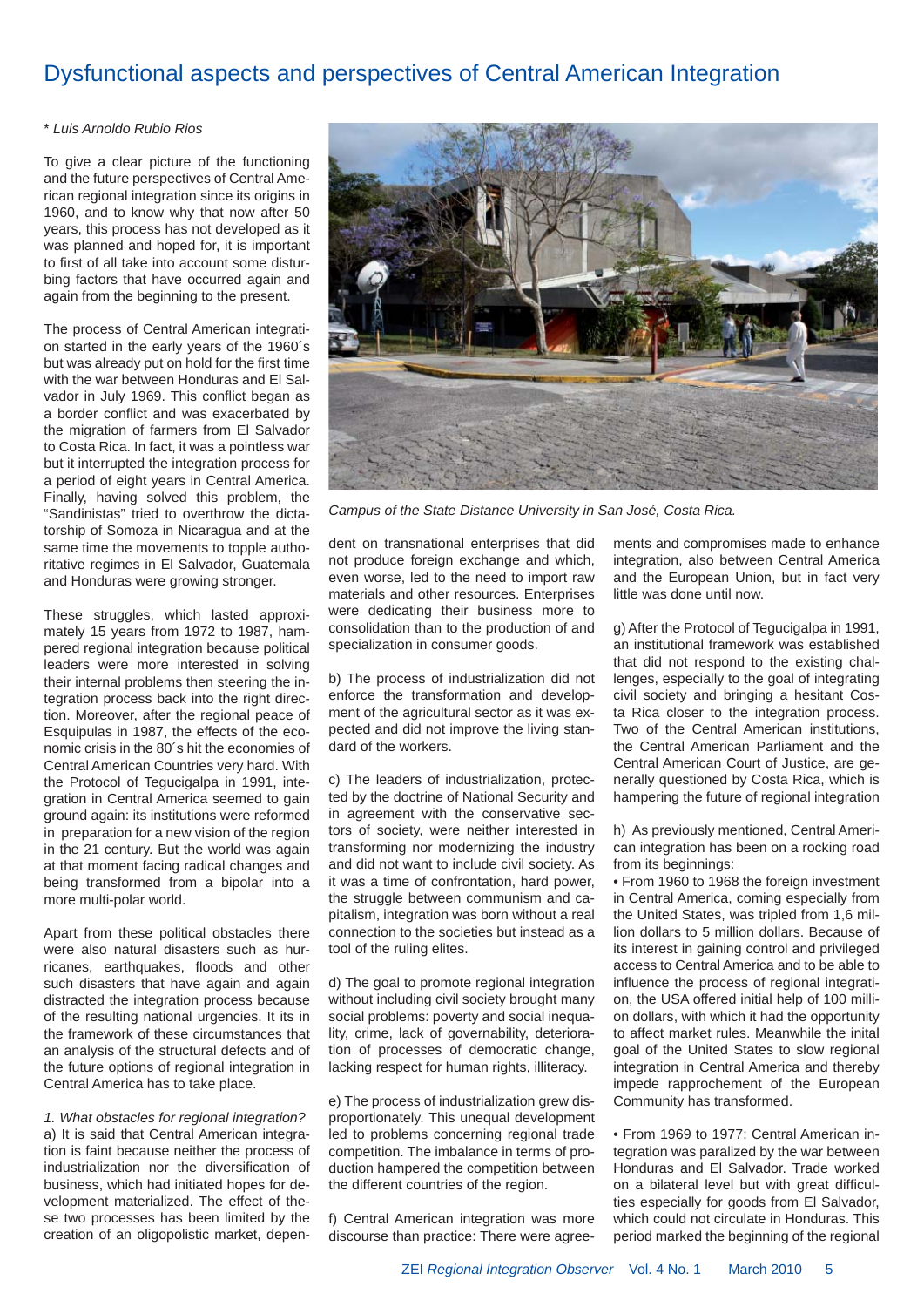# Dysfunctional aspects and perspectives of Central American Integration

*\* Luis Arnoldo Rubio Rios*

To give a clear picture of the functioning and the future perspectives of Central American regional integration since its origins in 1960, and to know why that now after 50 years, this process has not developed as it was planned and hoped for, it is important to first of all take into account some disturbing factors that have occurred again and again from the beginning to the present.

The process of Central American integration started in the early years of the 1960´s but was already put on hold for the first time with the war between Honduras and El Salvador in July 1969. This conflict began as a border conflict and was exacerbated by the migration of farmers from El Salvador to Costa Rica. In fact, it was a pointless war but it interrupted the integration process for a period of eight years in Central America. Finally, having solved this problem, the "Sandinistas" tried to overthrow the dictatorship of Somoza in Nicaragua and at the same time the movements to topple authoritative regimes in El Salvador, Guatemala and Honduras were growing stronger.

These struggles, which lasted approximately 15 years from 1972 to 1987, hampered regional integration because political leaders were more interested in solving their internal problems then steering the integration process back into the right direction. Moreover, after the regional peace of Esquipulas in 1987, the effects of the economic crisis in the 80´s hit the economies of Central American Countries very hard. With the Protocol of Tegucigalpa in 1991, integration in Central America seemed to gain ground again: its institutions were reformed in preparation for a new vision of the region in the 21 century. But the world was again at that moment facing radical changes and being transformed from a bipolar into a more multi-polar world.

Apart from these political obstacles there were also natural disasters such as hurricanes, earthquakes, floods and other such disasters that have again and again distracted the integration process because of the resulting national urgencies. It is in the framework of these circumstances that an analysis of the structural defects and of the future options of regional integration in Central America has to take place.

*1. What obstacles for regional integration?*

a) It is said that Central American integration is faint because neither the process of industrialization nor the diversification of business, which had initiated hopes for development materialized. The effect of these two processes has been limited by the creation of an oligopolistic market, dependent on transnational enterprises that did not produce foreign exchange and which, even worse, led to the need to import raw materials and other resources. Enterprises were dedicating their business more to consolidation than to the production of and specialization in consumer goods.

*Campus of the State Distance University in San José, Costa Rica.*

b) The process of industrialization did not enforce the transformation and development of the agricultural sector as it was expected and did not improve the living standard of the workers.

c) The leaders of industrialization, protected by the doctrine of National Security and in agreement with the conservative sectors of society, were neither interested in transforming nor modernizing the industry and did not want to include civil society. As it was a time of confrontation, hard power, the struggle between communism and capitalism, integration was born without a real connection to the societies but instead as a tool of the ruling elites.

d) The goal to promote regional integration without including civil society brought many social problems: poverty and social inequality, crime, lack of governability, deterioration of processes of democratic change, lacking respect for human rights, illiteracy.

e) The process of industrialization grew disproportionately. This unequal development led to problems concerning regional trade competition. The imbalance in terms of production hampered the competition between the different countries of the region.

f) Central American integration was more discourse than practice: There were agreements and compromises made to enhance integration, also between Central America and the European Union, but in fact very little was done until now.

g) After the Protocol of Tegucigalpa in 1991, an institutional framework was established that did not respond to the existing challenges, especially to the goal of integrating civil society and bringing a hesitant Costa Rica closer to the integration process. Two of the Central American institutions, the Central American Parliament and the Central American Court of Justice, are generally questioned by Costa Rica, which is hampering the future of regional integration

h) As previously mentioned, Central American integration has been on a rocking road from its beginnings:

• From 1960 to 1968 the foreign investment in Central America, coming especially from the United States, was tripled from 1,6 million dollars to 5 million dollars. Because of its interest in gaining control and privileged access to Central America and to be able to influence the process of regional integration, the USA offered initial help of 100 million dollars, with which it had the opportunity to affect market rules. Meanwhile the inital goal of the United States to slow regional integration in Central America and thereby impede rapprochement of the European Community has transformed.

• From 1969 to 1977: Central American integration was paralyzed by the war between Honduras and El Salvador. Trade worked on a bilateral level but with great difficulties especially for goods from El Salvador, which could not circulate in Honduras. This period marked the beginning of the regional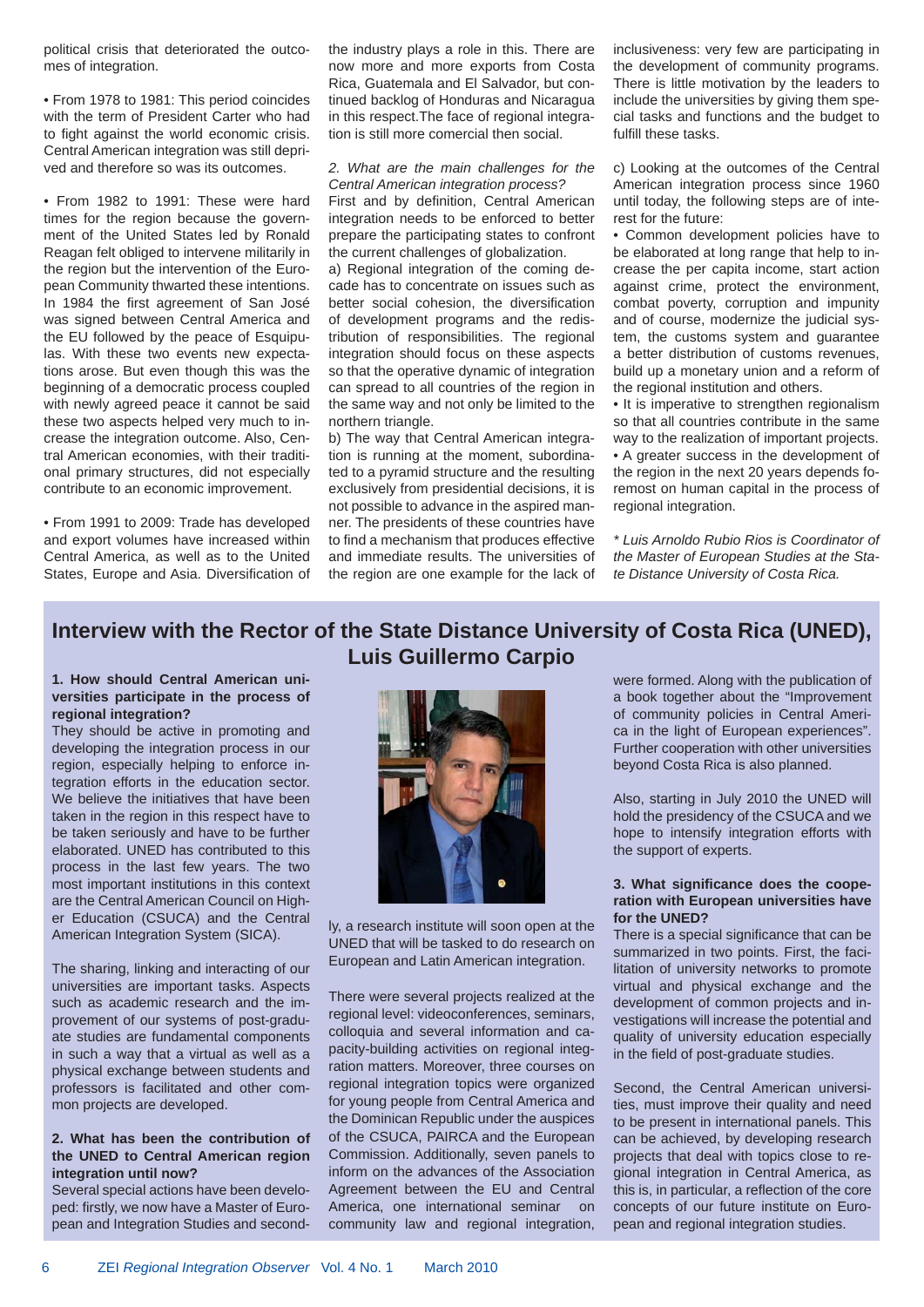political crisis that deteriorated the outcomes of integration.

- From 1978 to 1981: This period coincides with the term of President Carter who had to fight against the world economic crisis. Central American integration was still deprived and therefore so was its outcomes.

- From 1982 to 1991: These were hard times for the region because the government of the United States led by Ronald Reagan felt obliged to intervene militarily in the region but the intervention of the European Community thwarted these intentions. In 1984 the first agreement of San José was signed between Central America and the EU followed by the peace of Esquipulas. With these two events new expectations arose. But even though this was the beginning of a democratic process coupled with newly agreed peace it cannot be said these two aspects helped very much to increase the integration outcome. Also, Central American economies, with their traditional primary structures, did not especially contribute to an economic improvement.

- From 1991 to 2009: Trade has developed and export volumes have increased within Central America, as well as to the United States, Europe and Asia. Diversification of the industry plays a role in this. There are now more and more exports from Costa Rica, Guatemala and El Salvador, but continued backlog of Honduras and Nicaragua in this respect.The face of regional integration is still more comercial then social.

*2. What are the main challenges for the Central American integration process?*

First and by definition, Central American integration needs to be enforced to better prepare the participating states to confront the current challenges of globalization.

a) Regional integration of the coming decade has to concentrate on issues such as better social cohesion, the diversification of development programs and the redistribution of responsibilities. The regional integration should focus on these aspects so that the operative dynamic of integration can spread to all countries of the region in the same way and not only be limited to the northern triangle.

b) The way that Central American integration is running at the moment, subordinated to a pyramid structure and the resulting exclusively from presidential decisions, it is not possible to advance in the aspired manner. The presidents of these countries have to find a mechanism that produces effective and immediate results. The universities of the region are one example for the lack of inclusiveness: very few are participating in the development of community programs. There is little motivation by the leaders to include the universities by giving them special tasks and functions and the budget to fulfill these tasks.

c) Looking at the outcomes of the Central American integration process since 1960 until today, the following steps are of interest for the future:

- Common development policies have to be elaborated at long range that help to increase the per capita income, start action against crime, protect the environment, combat poverty, corruption and impunity and of course, modernize the judicial system, the customs system and guarantee a better distribution of customs revenues, build up a monetary union and a reform of the regional institution and others.
- It is imperative to strengthen regionalism so that all countries contribute in the same way to the realization of important projects.
- A greater success in the development of the region in the next 20 years depends foremost on human capital in the process of regional integration.

*\* Luis Arnoldo Rubio Rios is Coordinator of the Master of European Studies at the State Distance University of Costa Rica.*

## Interview with the Rector of the State Distance University of Costa Rica (UNED), Luis Guillermo Carpio

**1. How should Central American universities participate in the process of regional integration?**

They should be active in promoting and developing the integration process in our region, especially helping to enforce integration efforts in the education sector. We believe the initiatives that have been taken in the region in this respect have to be taken seriously and have to be further elaborated. UNED has contributed to this process in the last few years. The two most important institutions in this context are the Central American Council on Higher Education (CSUCA) and the Central American Integration System (SICA).

The sharing, linking and interacting of our universities are important tasks. Aspects such as academic research and the improvement of our systems of post-graduate studies are fundamental components in such a way that a virtual as well as a physical exchange between students and professors is facilitated and other common projects are developed.

**2. What has been the contribution of the UNED to Central American region integration until now?**

Several special actions have been developed: firstly, we now have a Master of European and Integration Studies and secondly, a research institute will soon open at the UNED that will be tasked to do research on European and Latin American integration.

There were several projects realized at the regional level: videoconferences, seminars, colloquia and several information and capacity-building activities on regional integration matters. Moreover, three courses on regional integration topics were organized for young people from Central America and the Dominican Republic under the auspices of the CSUCA, PAIRCA and the European Commission. Additionally, seven panels to inform on the advances of the Association Agreement between the EU and Central America, one international seminar on community law and regional integration, were formed. Along with the publication of a book together about the "Improvement of community policies in Central America in the light of European experiences". Further cooperation with other universities beyond Costa Rica is also planned.

Also, starting in July 2010 the UNED will hold the presidency of the CSUCA and we hope to intensify integration efforts with the support of experts.

**3. What significance does the cooperation with European universities have for the UNED?**

There is a special significance that can be summarized in two points. First, the facilitation of university networks to promote virtual and physical exchange and the development of common projects and investigations will increase the potential and quality of university education especially in the field of post-graduate studies.

Second, the Central American universities, must improve their quality and need to be present in international panels. This can be achieved, by developing research projects that deal with topics close to regional integration in Central America, as this is, in particular, a reflection of the core concepts of our future institute on European and regional integration studies.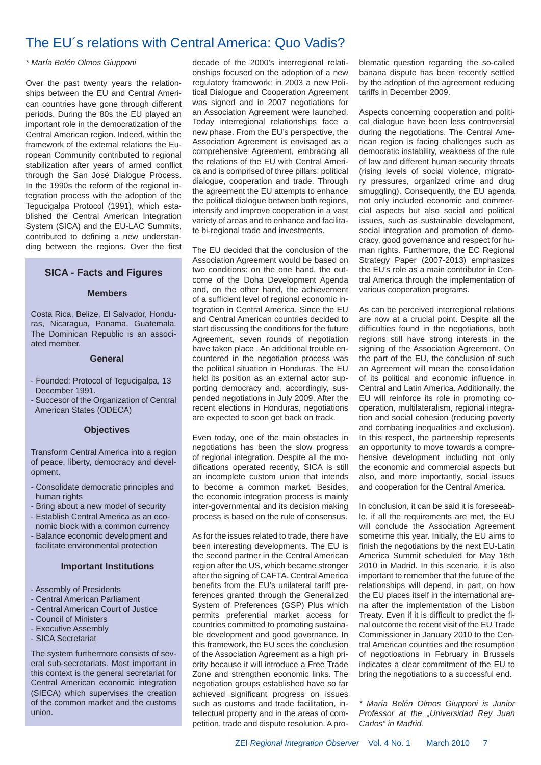# The EU´s relations with Central America: Quo Vadis?

*\* María Belén Olmos Giupponi*

Over the past twenty years the relationships between the EU and Central American countries have gone through different periods. During the 80s the EU played an important role in the democratization of the Central American region. Indeed, within the framework of the external relations the European Community contributed to regional stabilization after years of armed conflict through the San José Dialogue Process. In the 1990s the reform of the regional integration process with the adoption of the Tegucigalpa Protocol (1991), which established the Central American Integration System (SICA) and the EU-LAC Summits, contributed to defining a new understanding between the regions. Over the first decade of the 2000's interregional relationships focused on the adoption of a new regulatory framework: in 2003 a new Political Dialogue and Cooperation Agreement was signed and in 2007 negotiations for an Association Agreement were launched. Today interregional relationships face a new phase. From the EU's perspective, the Association Agreement is envisaged as a comprehensive Agreement, embracing all the relations of the EU with Central America and is comprised of three pillars: political dialogue, cooperation and trade. Through the agreement the EU attempts to enhance the political dialogue between both regions, intensify and improve cooperation in a vast variety of areas and to enhance and facilitate bi-regional trade and investments.

The EU decided that the conclusion of the Association Agreement would be based on two conditions: on the one hand, the outcome of the Doha Development Agenda and, on the other hand, the achievement of a sufficient level of regional economic integration in Central America. Since the EU and Central American countries decided to start discussing the conditions for the future Agreement, seven rounds of negotiation have taken place . An additional trouble encountered in the negotiation process was the political situation in Honduras. The EU held its position as an external actor supporting democracy and, accordingly, suspended negotiations in July 2009. After the recent elections in Honduras, negotiations are expected to soon get back on track.

Even today, one of the main obstacles in negotiations has been the slow progress of regional integration. Despite all the modifications operated recently, SICA is still an incomplete custom union that intends to become a common market. Besides, the economic integration process is mainly inter-governmental and its decision making process is based on the rule of consensus.

As for the issues related to trade, there have been interesting developments. The EU is the second partner in the Central American region after the US, which became stronger after the signing of CAFTA. Central America benefits from the EU's unilateral tariff preferences granted through the Generalized System of Preferences (GSP) Plus which permits preferential market access for countries committed to promoting sustainable development and good governance. In this framework, the EU sees the conclusion of the Association Agreement as a high priority because it will introduce a Free Trade Zone and strengthen economic links. The negotiation groups established have so far achieved significant progress on issues such as customs and trade facilitation, intellectual property and in the areas of competition, trade and dispute resolution. A problematic question regarding the so-called banana dispute has been recently settled by the adoption of the agreement reducing tariffs in December 2009.

Aspects concerning cooperation and political dialogue have been less controversial during the negotiations. The Central American region is facing challenges such as democratic instability, weakness of the rule of law and different human security threats (rising levels of social violence, migratory pressures, organized crime and drug smuggling). Consequently, the EU agenda not only included economic and commercial aspects but also social and political issues, such as sustainable development, social integration and promotion of democracy, good governance and respect for human rights. Furthermore, the EC Regional Strategy Paper (2007-2013) emphasizes the EU's role as a main contributor in Central America through the implementation of various cooperation programs.

As can be perceived interregional relations are now at a crucial point. Despite all the difficulties found in the negotiations, both regions still have strong interests in the signing of the Association Agreement. On the part of the EU, the conclusion of such an Agreement will mean the consolidation of its political and economic influence in Central and Latin America. Additionally, the EU will reinforce its role in promoting cooperation, multilateralism, regional integration and social cohesion (reducing poverty and combating inequalities and exclusion). In this respect, the partnership represents an opportunity to move towards a comprehensive development including not only the economic and commercial aspects but also, and more importantly, social issues and cooperation for the Central America.

In conclusion, it can be said it is foreseeable, if all the requirements are met, the EU will conclude the Association Agreement sometime this year. Initially, the EU aims to finish the negotiations by the next EU-Latin America Summit scheduled for May 18th 2010 in Madrid. In this scenario, it is also important to remember that the future of the relationships will depend, in part, on how the EU places itself in the international arena after the implementation of the Lisbon Treaty. Even if it is difficult to predict the final outcome the recent visit of the EU Trade Commissioner in January 2010 to the Central American countries and the resumption of negotioations in February in Brussels indicates a clear commitment of the EU to bring the negotiations to a successful end.

*\* María Belén Olmos Giupponi is Junior Professor at the „Universidad Rey Juan Carlos" in Madrid.*

## SICA - Facts and Figures

### Members

Costa Rica, Belize, El Salvador, Honduras, Nicaragua, Panama, Guatemala. The Dominican Republic is an associated member.

### General

- Founded: Protocol of Tegucigalpa, 13 December 1991.
- Succesor of the Organization of Central American States (ODECA)

### Objectives

Transform Central America into a region of peace, liberty, democracy and development.

- Consolidate democratic principles and human rights
- Bring about a new model of security
- Establish Central America as an economic block with a common currency
- Balance economic development and facilitate environmental protection

### Important Institutions

- Assembly of Presidents
- Central American Parliament
- Central American Court of Justice
- Council of Ministers
- Executive Assembly
- SICA Secretariat

The system furthermore consists of several sub-secretariats. Most important in this context is the general secretariat for Central American economic integration (SIECA) which supervises the creation of the common market and the customs union.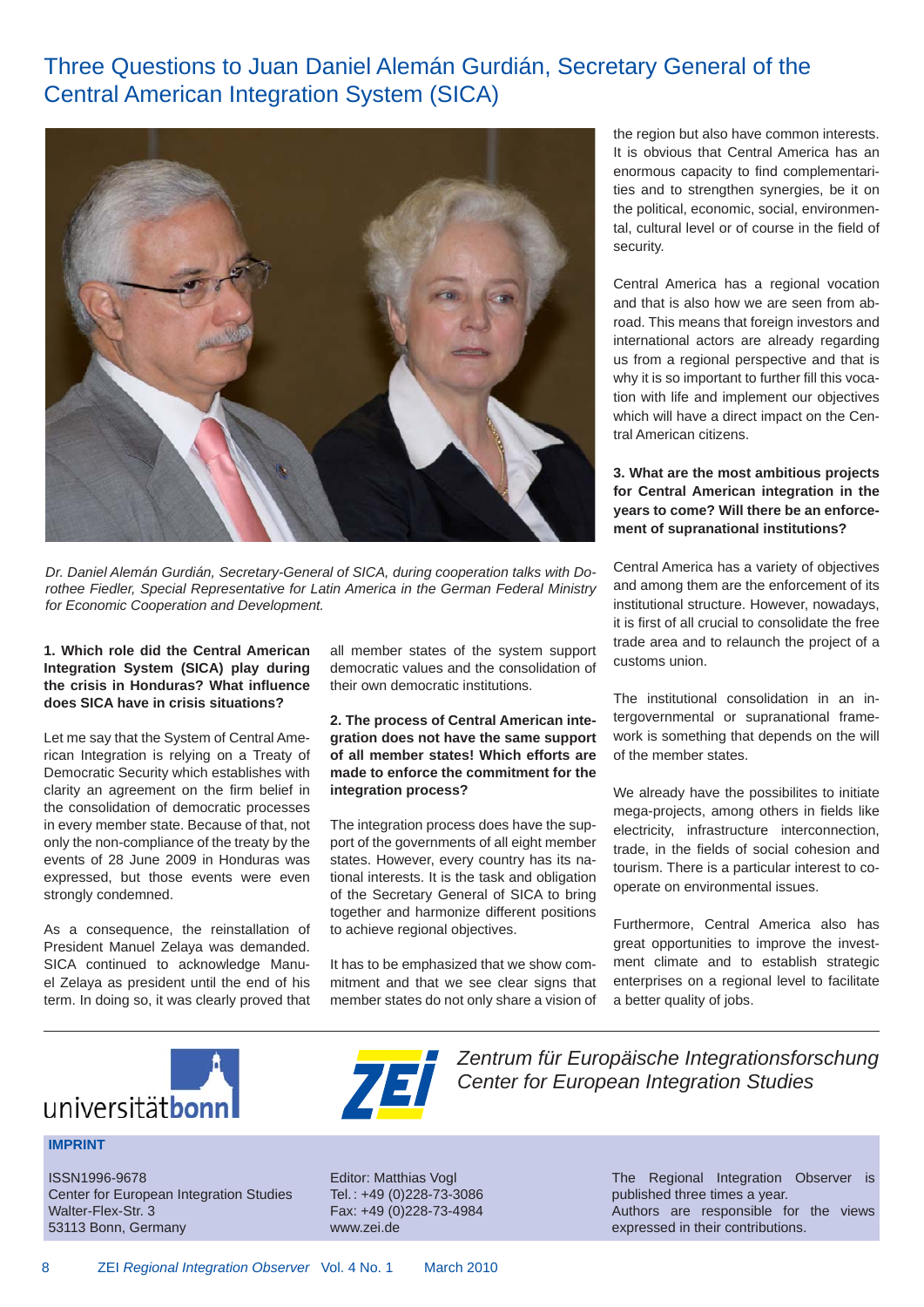# Three Questions to Juan Daniel Alemán Gurdián, Secretary General of the Central American Integration System (SICA)

*Dr. Daniel Alemán Gurdián, Secretary-General of SICA, during cooperation talks with Dorothee Fiedler, Special Representative for Latin America in the German Federal Ministry for Economic Cooperation and Development.*

**1. Which role did the Central American Integration System (SICA) play during the crisis in Honduras? What influence does SICA have in crisis situations?**

Let me say that the System of Central American Integration is relying on a Treaty of Democratic Security which establishes with clarity an agreement on the firm belief in the consolidation of democratic processes in every member state. Because of that, not only the non-compliance of the treaty by the events of 28 June 2009 in Honduras was expressed, but those events were even strongly condemned.

As a consequence, the reinstallation of President Manuel Zelaya was demanded. SICA continued to acknowledge Manuel Zelaya as president until the end of his term. In doing so, it was clearly proved that all member states of the system support democratic values and the consolidation of their own democratic institutions.

**2. The process of Central American integration does not have the same support of all member states! Which efforts are made to enforce the commitment for the integration process?**

The integration process does have the support of the governments of all eight member states. However, every country has its national interests. It is the task and obligation of the Secretary General of SICA to bring together and harmonize different positions to achieve regional objectives.

It has to be emphasized that we show commitment and that we see clear signs that member states do not only share a vision of the region but also have common interests. It is obvious that Central America has an enormous capacity to find complementarities and to strengthen synergies, be it on the political, economic, social, environmental, cultural level or of course in the field of security.

Central America has a regional vocation and that is also how we are seen from abroad. This means that foreign investors and international actors are already regarding us from a regional perspective and that is why it is so important to further fill this vocation with life and implement our objectives which will have a direct impact on the Central American citizens.

**3. What are the most ambitious projects for Central American integration in the years to come? Will there be an enforcement of supranational institutions?**

Central America has a variety of objectives and among them are the enforcement of its institutional structure. However, nowadays, it is first of all crucial to consolidate the free trade area and to relaunch the project of a customs union.

The institutional consolidation in an intergovernmental or supranational framework is something that depends on the will of the member states.

We already have the possibilites to initiate mega-projects, among others in fields like electricity, infrastructure interconnection, trade, in the fields of social cohesion and tourism. There is a particular interest to cooperate on environmental issues.

Furthermore, Central America also has great opportunities to improve the investment climate and to establish strategic enterprises on a regional level to facilitate a better quality of jobs.

---

universitätbonn

ZEI

*Zentrum für Europäische Integrationsforschung*
*Center for European Integration Studies*

**IMPRINT**

ISSN1996-9678
Center for European Integration Studies
Walter-Flex-Str. 3
53113 Bonn, Germany

Editor: Matthias Vogl
Tel.: +49 (0)228-73-3086
Fax: +49 (0)228-73-4984
www.zei.de

The Regional Integration Observer is published three times a year.
Authors are responsible for the views expressed in their contributions.